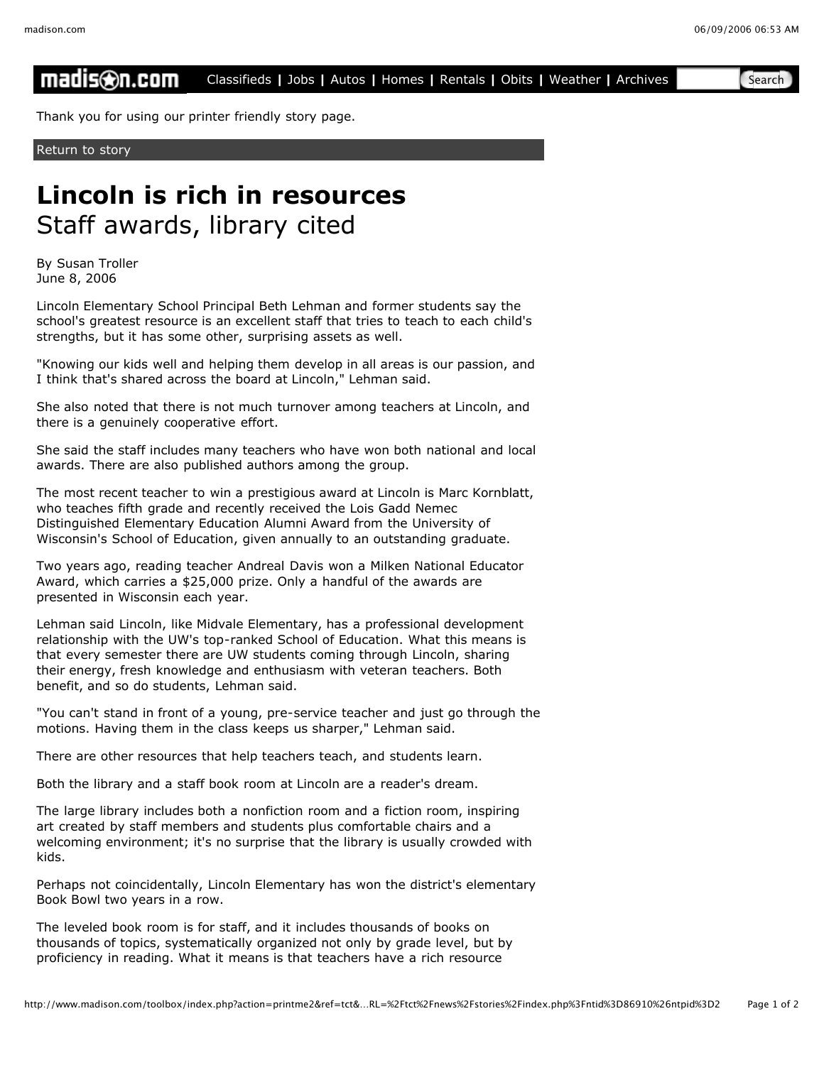# Lincoln is rich in resources

## Staff awards, library cited

By Susan Troller
June 8, 2006

Lincoln Elementary School Principal Beth Lehman and former students say the school's greatest resource is an excellent staff that tries to teach to each child's strengths, but it has some other, surprising assets as well.

"Knowing our kids well and helping them develop in all areas is our passion, and I think that's shared across the board at Lincoln," Lehman said.

She also noted that there is not much turnover among teachers at Lincoln, and there is a genuinely cooperative effort.

She said the staff includes many teachers who have won both national and local awards. There are also published authors among the group.

The most recent teacher to win a prestigious award at Lincoln is Marc Kornblatt, who teaches fifth grade and recently received the Lois Gadd Nemec Distinguished Elementary Education Alumni Award from the University of Wisconsin's School of Education, given annually to an outstanding graduate.

Two years ago, reading teacher Andreal Davis won a Milken National Educator Award, which carries a $25,000 prize. Only a handful of the awards are presented in Wisconsin each year.

Lehman said Lincoln, like Midvale Elementary, has a professional development relationship with the UW's top-ranked School of Education. What this means is that every semester there are UW students coming through Lincoln, sharing their energy, fresh knowledge and enthusiasm with veteran teachers. Both benefit, and so do students, Lehman said.

"You can't stand in front of a young, pre-service teacher and just go through the motions. Having them in the class keeps us sharper," Lehman said.

There are other resources that help teachers teach, and students learn.

Both the library and a staff book room at Lincoln are a reader's dream.

The large library includes both a nonfiction room and a fiction room, inspiring art created by staff members and students plus comfortable chairs and a welcoming environment; it's no surprise that the library is usually crowded with kids.

Perhaps not coincidentally, Lincoln Elementary has won the district's elementary Book Bowl two years in a row.

The leveled book room is for staff, and it includes thousands of books on thousands of topics, systematically organized not only by grade level, but by proficiency in reading. What it means is that teachers have a rich resource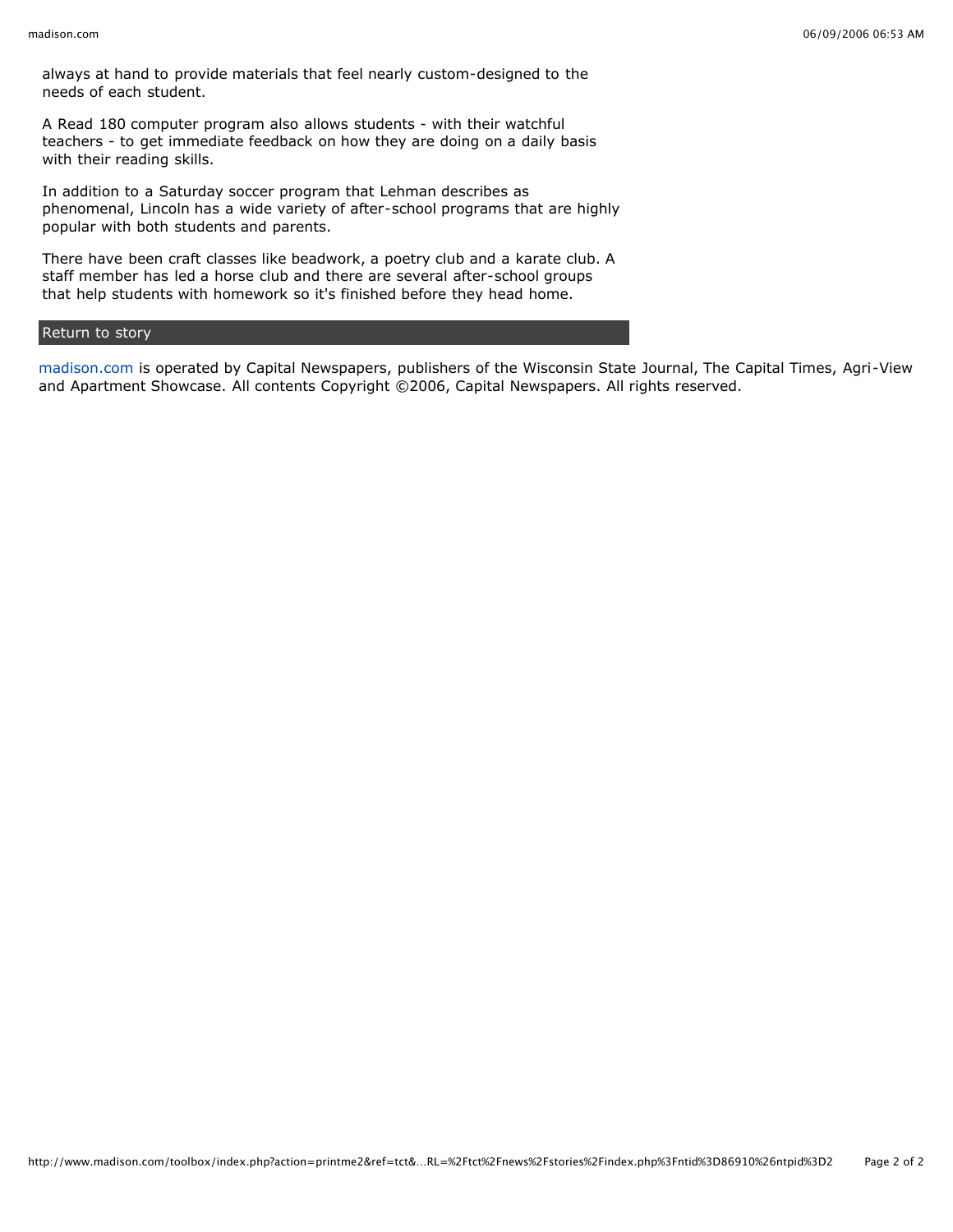always at hand to provide materials that feel nearly custom-designed to the needs of each student.

A Read 180 computer program also allows students - with their watchful teachers - to get immediate feedback on how they are doing on a daily basis with their reading skills.

In addition to a Saturday soccer program that Lehman describes as phenomenal, Lincoln has a wide variety of after-school programs that are highly popular with both students and parents.

There have been craft classes like beadwork, a poetry club and a karate club. A staff member has led a horse club and there are several after-school groups that help students with homework so it's finished before they head home.

Return to story

madison.com is operated by Capital Newspapers, publishers of the Wisconsin State Journal, The Capital Times, Agri-View and Apartment Showcase. All contents Copyright ©2006, Capital Newspapers. All rights reserved.